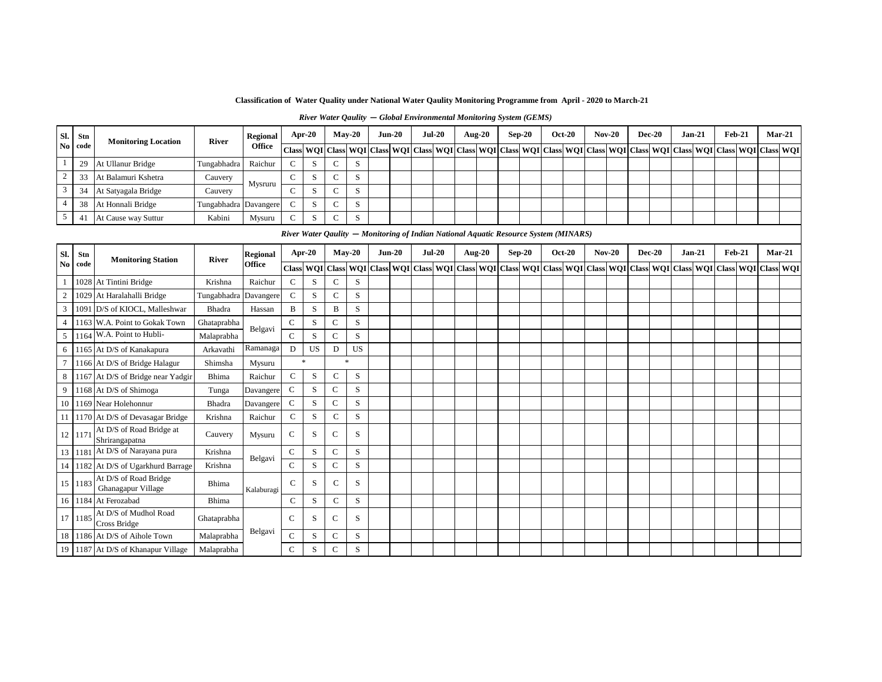**Classification of Water Quality under National Water Qaulity Monitoring Programme from April - 2020 to March-21**

*River Water Qaulity — Global Environmental Monitoring System (GEMS)*

| Sl. No | Stn code | Monitoring Location | River | Regional Office | Apr-20 | | May-20 | | Jun-20 | | Jul-20 | | Aug-20 | | Sep-20 | | Oct-20 | | Nov-20 | | Dec-20 | | Jan-21 | | Feb-21 | | Mar-21 | |
|---|---|---|---|---|---|---|---|---|---|---|---|---|---|---|---|---|---|---|---|---|---|---|---|---|---|---|---|---|
| | | | | | Class | WQI | Class | WQI | Class | WQI | Class | WQI | Class | WQI | Class | WQI | Class | WQI | Class | WQI | Class | WQI | Class | WQI | Class | WQI | Class | WQI |
| 1 | 29 | At Ullanur Bridge | Tungabhadra | Raichur | C | S | C | S | | | | | | | | | | | | | | | | | | | | |
| 2 | 33 | At Balamuri Kshetra | Cauvery | Mysruru | C | S | C | S | | | | | | | | | | | | | | | | | | | | |
| 3 | 34 | At Satyagala Bridge | Cauvery | | C | S | C | S | | | | | | | | | | | | | | | | | | | | |
| 4 | 38 | At Honnali Bridge | Tungabhadra | Davangere | C | S | C | S | | | | | | | | | | | | | | | | | | | | |
| 5 | 41 | At Cause way Suttur | Kabini | Mysuru | C | S | C | S | | | | | | | | | | | | | | | | | | | | |

*River Water Qaulity — Monitoring of Indian National Aquatic Resource System (MINARS)*

| Sl. No | Stn code | Monitoring Station | River | Regional Office | Apr-20 | | May-20 | | Jun-20 | | Jul-20 | | Aug-20 | | Sep-20 | | Oct-20 | | Nov-20 | | Dec-20 | | Jan-21 | | Feb-21 | | Mar-21 | |
|---|---|---|---|---|---|---|---|---|---|---|---|---|---|---|---|---|---|---|---|---|---|---|---|---|---|---|---|---|
| | | | | | Class | WQI | Class | WQI | Class | WQI | Class | WQI | Class | WQI | Class | WQI | Class | WQI | Class | WQI | Class | WQI | Class | WQI | Class | WQI | Class | WQI |
| 1 | 1028 | At Tintini Bridge | Krishna | Raichur | C | S | C | S | | | | | | | | | | | | | | | | | | | | |
| 2 | 1029 | At Haralahalli Bridge | Tungabhadra | Davangere | C | S | C | S | | | | | | | | | | | | | | | | | | | | |
| 3 | 1091 | D/S of KIOCL, Malleshwar | Bhadra | Hassan | B | S | B | S | | | | | | | | | | | | | | | | | | | | |
| 4 | 1163 | W.A. Point to Gokak Town | Ghataprabha | Belgavi | C | S | C | S | | | | | | | | | | | | | | | | | | | | |
| 5 | 1164 | W.A. Point to Hubli- | Malaprabha | | C | S | C | S | | | | | | | | | | | | | | | | | | | | |
| 6 | 1165 | At D/S of Kanakapura | Arkavathi | Ramanaga | D | US | D | US | | | | | | | | | | | | | | | | | | | | |
| 7 | 1166 | At D/S of Bridge Halagur | Shimsha | Mysuru | * | | * | | | | | | | | | | | | | | | | | | | | | |
| 8 | 1167 | At D/S of Bridge near Yadgir | Bhima | Raichur | C | S | C | S | | | | | | | | | | | | | | | | | | | | |
| 9 | 1168 | At D/S of Shimoga | Tunga | Davangere | C | S | C | S | | | | | | | | | | | | | | | | | | | | |
| 10 | 1169 | Near Holehonnur | Bhadra | Davangere | C | S | C | S | | | | | | | | | | | | | | | | | | | | |
| 11 | 1170 | At D/S of Devasagar Bridge | Krishna | Raichur | C | S | C | S | | | | | | | | | | | | | | | | | | | | |
| 12 | 1171 | At D/S of Road Bridge at Shrirangapatna | Cauvery | Mysuru | C | S | C | S | | | | | | | | | | | | | | | | | | | | |
| 13 | 1181 | At D/S of Narayana pura | Krishna | Belgavi | C | S | C | S | | | | | | | | | | | | | | | | | | | | |
| 14 | 1182 | At D/S of Ugarkhurd Barrage | Krishna | | C | S | C | S | | | | | | | | | | | | | | | | | | | | |
| 15 | 1183 | At D/S of Road Bridge Ghanagapur Village | Bhima | Kalaburagi | C | S | C | S | | | | | | | | | | | | | | | | | | | | |
| 16 | 1184 | At Ferozabad | Bhima | | C | S | C | S | | | | | | | | | | | | | | | | | | | | |
| 17 | 1185 | At D/S of Mudhol Road Cross Bridge | Ghataprabha | Belgavi | C | S | C | S | | | | | | | | | | | | | | | | | | | | |
| 18 | 1186 | At D/S of Aihole Town | Malaprabha | | C | S | C | S | | | | | | | | | | | | | | | | | | | | |
| 19 | 1187 | At D/S of Khanapur Village | Malaprabha | | C | S | C | S | | | | | | | | | | | | | | | | | | | | |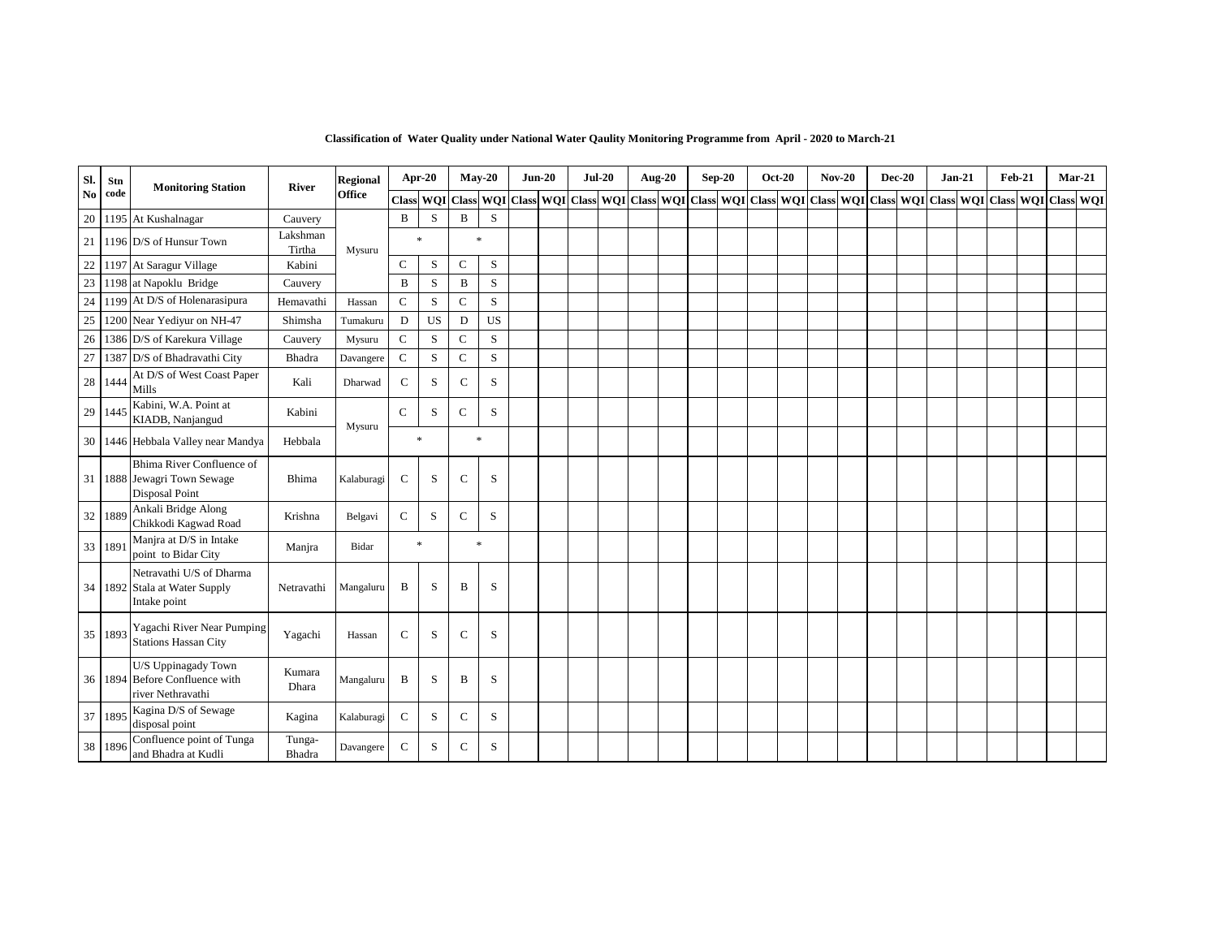**Classification of Water Quality under National Water Qaulity Monitoring Programme from April - 2020 to March-21**

| Sl. No | Stn code | Monitoring Station | River | Regional Office | Apr-20 | | May-20 | | Jun-20 | | Jul-20 | | Aug-20 | | Sep-20 | | Oct-20 | | Nov-20 | | Dec-20 | | Jan-21 | | Feb-21 | | Mar-21 | |
|---|---|---|---|---|---|---|---|---|---|---|---|---|---|---|---|---|---|---|---|---|---|---|---|---|---|---|---|---|
| | | | | | Class | WQI | Class | WQI | Class | WQI | Class | WQI | Class | WQI | Class | WQI | Class | WQI | Class | WQI | Class | WQI | Class | WQI | Class | WQI | Class | WQI |
| 20 | 1195 | At Kushalnagar | Cauvery | Mysuru | B | S | B | S | | | | | | | | | | | | | | | | | | | | |
| 21 | 1196 | D/S of Hunsur Town | Lakshman Tirtha | Mysuru | * | | * | | | | | | | | | | | | | | | | | | | | | |
| 22 | 1197 | At Saragur Village | Kabini | Mysuru | C | S | C | S | | | | | | | | | | | | | | | | | | | | |
| 23 | 1198 | at Napoklu Bridge | Cauvery | Mysuru | B | S | B | S | | | | | | | | | | | | | | | | | | | | |
| 24 | 1199 | At D/S of Holenarasipura | Hemavathi | Hassan | C | S | C | S | | | | | | | | | | | | | | | | | | | | |
| 25 | 1200 | Near Yediyur on NH-47 | Shimsha | Tumakuru | D | US | D | US | | | | | | | | | | | | | | | | | | | | |
| 26 | 1386 | D/S of Karekura Village | Cauvery | Mysuru | C | S | C | S | | | | | | | | | | | | | | | | | | | | |
| 27 | 1387 | D/S of Bhadravathi City | Bhadra | Davangere | C | S | C | S | | | | | | | | | | | | | | | | | | | | |
| 28 | 1444 | At D/S of West Coast Paper Mills | Kali | Dharwad | C | S | C | S | | | | | | | | | | | | | | | | | | | | |
| 29 | 1445 | Kabini, W.A. Point at KIADB, Nanjangud | Kabini | Mysuru | C | S | C | S | | | | | | | | | | | | | | | | | | | | |
| 30 | 1446 | Hebbala Valley near Mandya | Hebbala | Mysuru | * | | * | | | | | | | | | | | | | | | | | | | | | |
| 31 | 1888 | Bhima River Confluence of Jewagri Town Sewage Disposal Point | Bhima | Kalaburagi | C | S | C | S | | | | | | | | | | | | | | | | | | | | |
| 32 | 1889 | Ankali Bridge Along Chikkodi Kagwad Road | Krishna | Belgavi | C | S | C | S | | | | | | | | | | | | | | | | | | | | |
| 33 | 1891 | Manjra at D/S in Intake point to Bidar City | Manjra | Bidar | * | | * | | | | | | | | | | | | | | | | | | | | | |
| 34 | 1892 | Netravathi U/S of Dharma Stala at Water Supply Intake point | Netravathi | Mangaluru | B | S | B | S | | | | | | | | | | | | | | | | | | | | |
| 35 | 1893 | Yagachi River Near Pumping Stations Hassan City | Yagachi | Hassan | C | S | C | S | | | | | | | | | | | | | | | | | | | | |
| 36 | 1894 | U/S Uppinagady Town Before Confluence with river Nethravathi | Kumara Dhara | Mangaluru | B | S | B | S | | | | | | | | | | | | | | | | | | | | |
| 37 | 1895 | Kagina D/S of Sewage disposal point | Kagina | Kalaburagi | C | S | C | S | | | | | | | | | | | | | | | | | | | | |
| 38 | 1896 | Confluence point of Tunga and Bhadra at Kudli | Tunga-Bhadra | Davangere | C | S | C | S | | | | | | | | | | | | | | | | | | | | |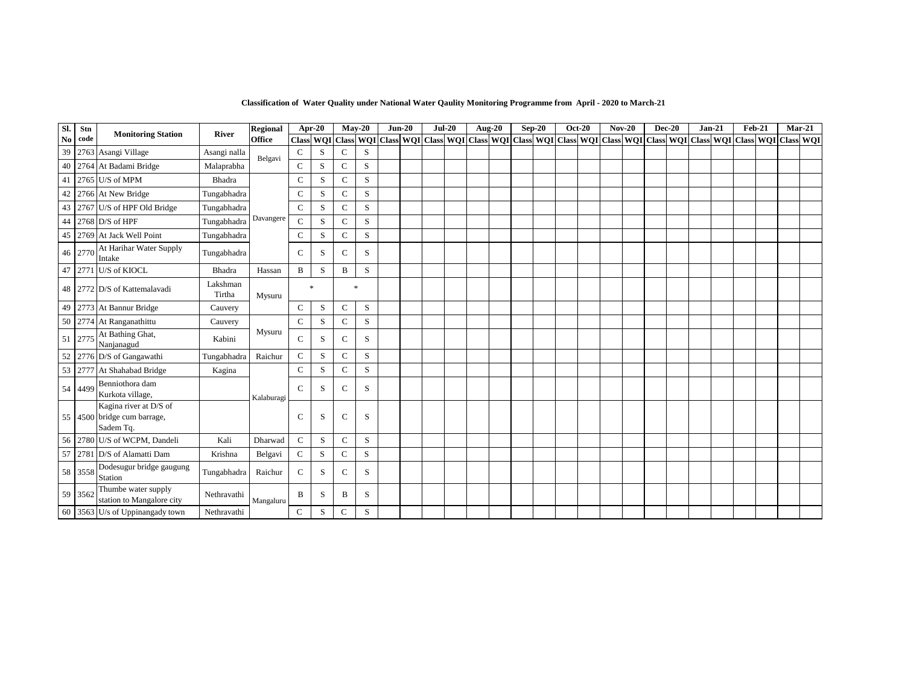**Classification of Water Quality under National Water Qaulity Monitoring Programme from April - 2020 to March-21**

| Sl. No | Stn code | Monitoring Station | River | Regional Office | Apr-20 | | May-20 | | Jun-20 | | Jul-20 | | Aug-20 | | Sep-20 | | Oct-20 | | Nov-20 | | Dec-20 | | Jan-21 | | Feb-21 | | Mar-21 | |
|---|---|---|---|---|---|---|---|---|---|---|---|---|---|---|---|---|---|---|---|---|---|---|---|---|---|---|---|---|
| | | | | | Class | WQI | Class | WQI | Class | WQI | Class | WQI | Class | WQI | Class | WQI | Class | WQI | Class | WQI | Class | WQI | Class | WQI | Class | WQI | Class | WQI |
| 39 | 2763 | Asangi Village | Asangi nalla | Belgavi | C | S | C | S | | | | | | | | | | | | | | | | | | | | |
| 40 | 2764 | At Badami Bridge | Malaprabha | | C | S | C | S | | | | | | | | | | | | | | | | | | | | |
| 41 | 2765 | U/S of MPM | Bhadra | Davangere | C | S | C | S | | | | | | | | | | | | | | | | | | | | |
| 42 | 2766 | At New Bridge | Tungabhadra | | C | S | C | S | | | | | | | | | | | | | | | | | | | | |
| 43 | 2767 | U/S of HPF Old Bridge | Tungabhadra | | C | S | C | S | | | | | | | | | | | | | | | | | | | | |
| 44 | 2768 | D/S of HPF | Tungabhadra | | C | S | C | S | | | | | | | | | | | | | | | | | | | | |
| 45 | 2769 | At Jack Well Point | Tungabhadra | | C | S | C | S | | | | | | | | | | | | | | | | | | | | |
| 46 | 2770 | At Harihar Water Supply Intake | Tungabhadra | | C | S | C | S | | | | | | | | | | | | | | | | | | | | |
| 47 | 2771 | U/S of KIOCL | Bhadra | Hassan | B | S | B | S | | | | | | | | | | | | | | | | | | | | |
| 48 | 2772 | D/S of Kattemalavadi | Lakshman Tirtha | Mysuru | * | | * | | | | | | | | | | | | | | | | | | | | | |
| 49 | 2773 | At Bannur Bridge | Cauvery | | C | S | C | S | | | | | | | | | | | | | | | | | | | | |
| 50 | 2774 | At Ranganathittu | Cauvery | Mysuru | C | S | C | S | | | | | | | | | | | | | | | | | | | | |
| 51 | 2775 | At Bathing Ghat, Nanjanagud | Kabini | | C | S | C | S | | | | | | | | | | | | | | | | | | | | |
| 52 | 2776 | D/S of Gangawathi | Tungabhadra | Raichur | C | S | C | S | | | | | | | | | | | | | | | | | | | | |
| 53 | 2777 | At Shahabad Bridge | Kagina | Kalaburagi | C | S | C | S | | | | | | | | | | | | | | | | | | | | |
| 54 | 4499 | Benniothora dam Kurkota village, | | | C | S | C | S | | | | | | | | | | | | | | | | | | | | |
| 55 | 4500 | Kagina river at D/S of bridge cum barrage, Sadem Tq. | | | C | S | C | S | | | | | | | | | | | | | | | | | | | | |
| 56 | 2780 | U/S of WCPM, Dandeli | Kali | Dharwad | C | S | C | S | | | | | | | | | | | | | | | | | | | | |
| 57 | 2781 | D/S of Alamatti Dam | Krishna | Belgavi | C | S | C | S | | | | | | | | | | | | | | | | | | | | |
| 58 | 3558 | Dodesugur bridge gaugung Station | Tungabhadra | Raichur | C | S | C | S | | | | | | | | | | | | | | | | | | | | |
| 59 | 3562 | Thumbe water supply station to Mangalore city | Nethravathi | Mangaluru | B | S | B | S | | | | | | | | | | | | | | | | | | | | |
| 60 | 3563 | U/s of Uppinangady town | Nethravathi | | C | S | C | S | | | | | | | | | | | | | | | | | | | | |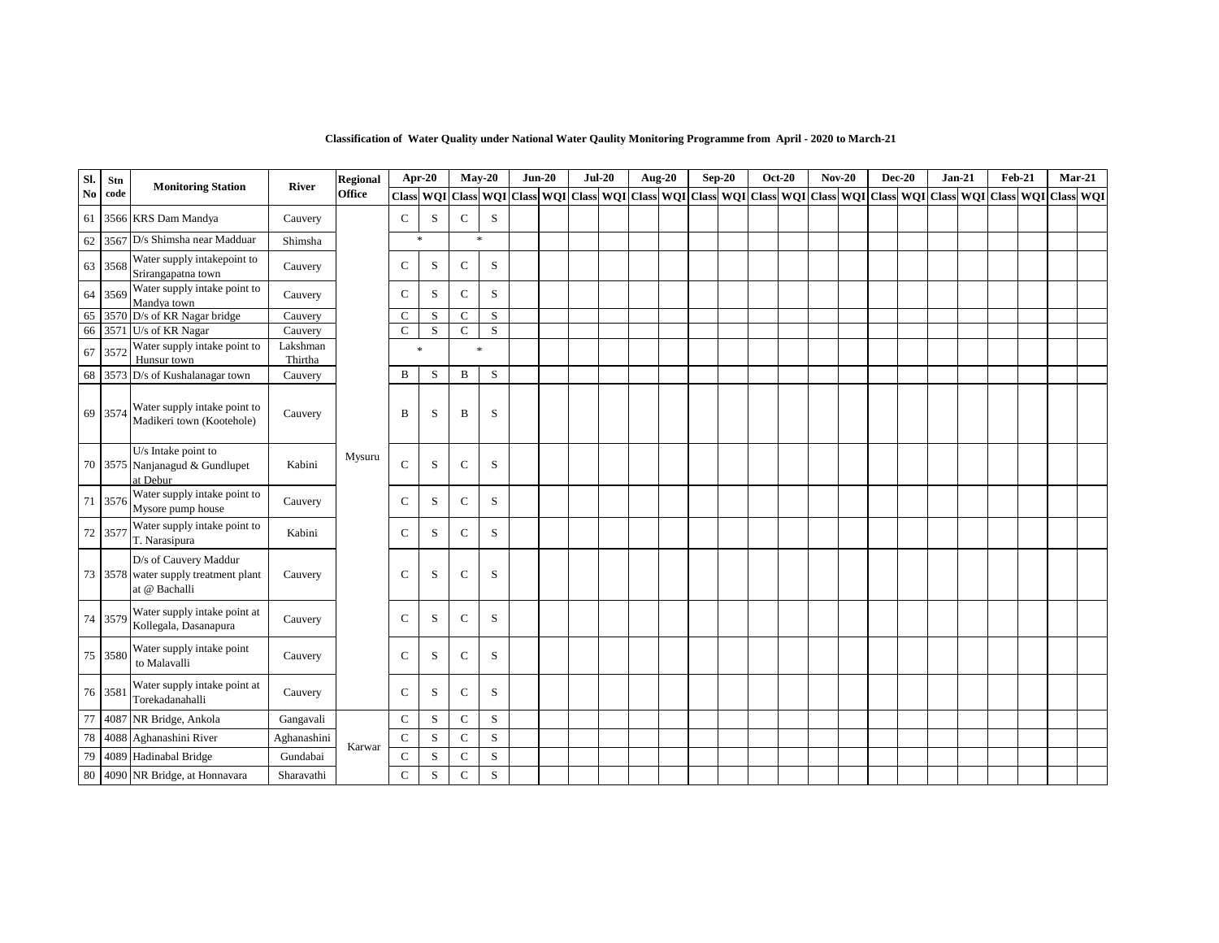**Classification of Water Quality under National Water Qaulity Monitoring Programme from April - 2020 to March-21**

| Sl. No | Stn code | Monitoring Station | River | Regional Office | Apr-20 | | May-20 | | Jun-20 | | Jul-20 | | Aug-20 | | Sep-20 | | Oct-20 | | Nov-20 | | Dec-20 | | Jan-21 | | Feb-21 | | Mar-21 | |
|---|---|---|---|---|---|---|---|---|---|---|---|---|---|---|---|---|---|---|---|---|---|---|---|---|---|---|---|---|
| | | | | | Class | WQI | Class | WQI | Class | WQI | Class | WQI | Class | WQI | Class | WQI | Class | WQI | Class | WQI | Class | WQI | Class | WQI | Class | WQI | Class | WQI |
| 61 | 3566 | KRS Dam Mandya | Cauvery | Mysuru | C | S | C | S | | | | | | | | | | | | | | | | | | | | |
| 62 | 3567 | D/s Shimsha near Madduar | Shimsha | | * | | * | | | | | | | | | | | | | | | | | | | | | |
| 63 | 3568 | Water supply intakepoint to Srirangapatna town | Cauvery | | C | S | C | S | | | | | | | | | | | | | | | | | | | | |
| 64 | 3569 | Water supply intake point to Mandya town | Cauvery | | C | S | C | S | | | | | | | | | | | | | | | | | | | | |
| 65 | 3570 | D/s of KR Nagar bridge | Cauvery | | C | S | C | S | | | | | | | | | | | | | | | | | | | | |
| 66 | 3571 | U/s of KR Nagar | Cauvery | | C | S | C | S | | | | | | | | | | | | | | | | | | | | |
| 67 | 3572 | Water supply intake point to Hunsur town | Lakshman Thirtha | | * | | * | | | | | | | | | | | | | | | | | | | | | |
| 68 | 3573 | D/s of Kushalanagar town | Cauvery | | B | S | B | S | | | | | | | | | | | | | | | | | | | | |
| 69 | 3574 | Water supply intake point to Madikeri town (Kootehole) | Cauvery | | B | S | B | S | | | | | | | | | | | | | | | | | | | | |
| 70 | 3575 | U/s Intake point to Nanjanagud & Gundlupet at Debur | Kabini | | C | S | C | S | | | | | | | | | | | | | | | | | | | | |
| 71 | 3576 | Water supply intake point to Mysore pump house | Cauvery | | C | S | C | S | | | | | | | | | | | | | | | | | | | | |
| 72 | 3577 | Water supply intake point to T. Narasipura | Kabini | | C | S | C | S | | | | | | | | | | | | | | | | | | | | |
| 73 | 3578 | D/s of Cauvery Maddur water supply treatment plant at @ Bachalli | Cauvery | | C | S | C | S | | | | | | | | | | | | | | | | | | | | |
| 74 | 3579 | Water supply intake point at Kollegala, Dasanapura | Cauvery | | C | S | C | S | | | | | | | | | | | | | | | | | | | | |
| 75 | 3580 | Water supply intake point to Malavalli | Cauvery | | C | S | C | S | | | | | | | | | | | | | | | | | | | | |
| 76 | 3581 | Water supply intake point at Torekadanahalli | Cauvery | | C | S | C | S | | | | | | | | | | | | | | | | | | | | |
| 77 | 4087 | NR Bridge, Ankola | Gangavali | Karwar | C | S | C | S | | | | | | | | | | | | | | | | | | | | |
| 78 | 4088 | Aghanashini River | Aghanashini | | C | S | C | S | | | | | | | | | | | | | | | | | | | | |
| 79 | 4089 | Hadinabal Bridge | Gundabai | | C | S | C | S | | | | | | | | | | | | | | | | | | | | |
| 80 | 4090 | NR Bridge, at Honnavara | Sharavathi | | C | S | C | S | | | | | | | | | | | | | | | | | | | | |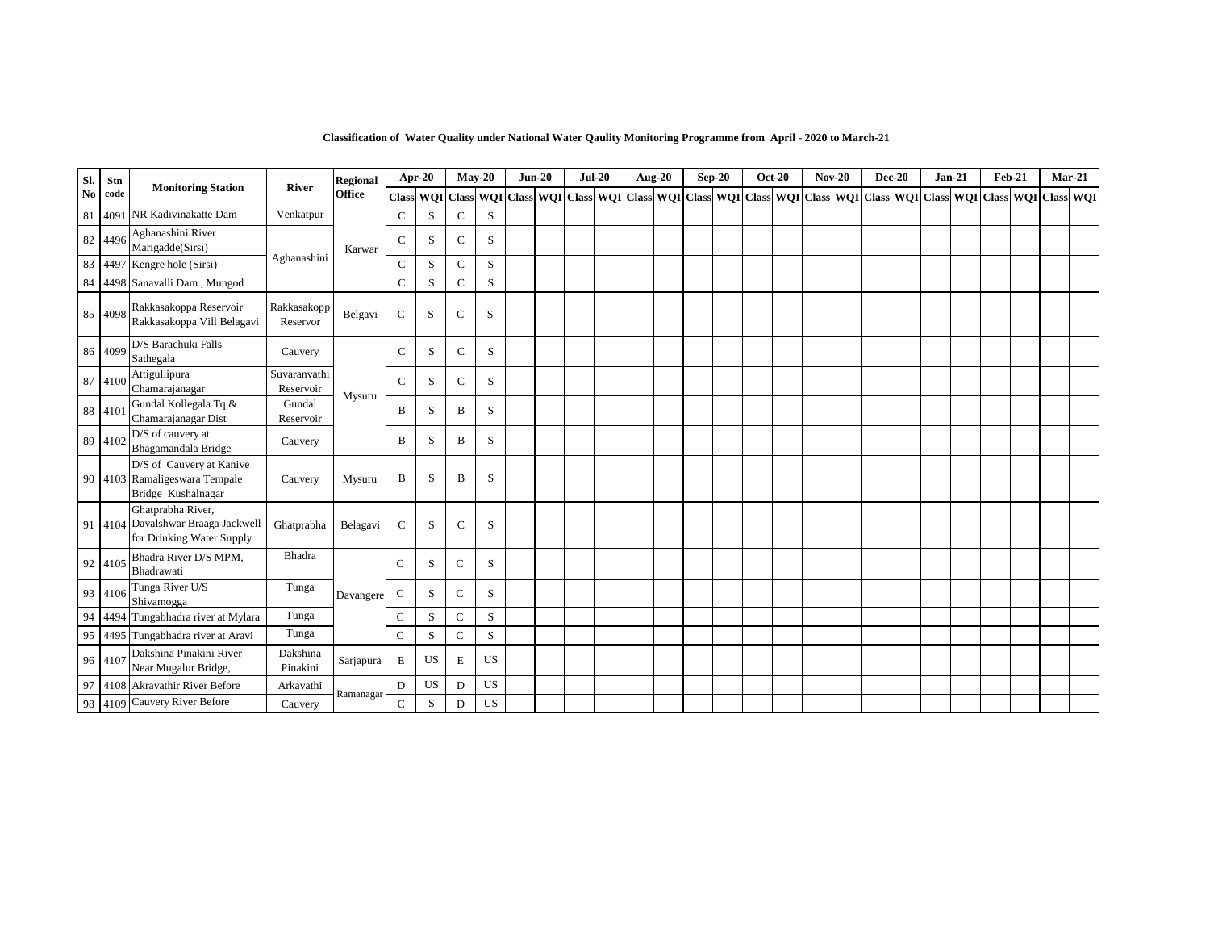**Classification of Water Quality under National Water Qaulity Monitoring Programme from April - 2020 to March-21**

| Sl. No | Stn code | Monitoring Station | River | Regional Office | Apr-20 | | May-20 | | Jun-20 | | Jul-20 | | Aug-20 | | Sep-20 | | Oct-20 | | Nov-20 | | Dec-20 | | Jan-21 | | Feb-21 | | Mar-21 | |
|---|---|---|---|---|---|---|---|---|---|---|---|---|---|---|---|---|---|---|---|---|---|---|---|---|---|---|---|---|
| | | | | | Class | WQI | Class | WQI | Class | WQI | Class | WQI | Class | WQI | Class | WQI | Class | WQI | Class | WQI | Class | WQI | Class | WQI | Class | WQI | Class | WQI |
| 81 | 4091 | NR Kadivinakatte Dam | Venkatpur | Karwar | C | S | C | S | | | | | | | | | | | | | | | | | | | | |
| 82 | 4496 | Aghanashini River Marigadde(Sirsi) | Aghanashini | | C | S | C | S | | | | | | | | | | | | | | | | | | | | |
| 83 | 4497 | Kengre hole (Sirsi) | | | C | S | C | S | | | | | | | | | | | | | | | | | | | | |
| 84 | 4498 | Sanavalli Dam , Mungod | | | C | S | C | S | | | | | | | | | | | | | | | | | | | | |
| 85 | 4098 | Rakkasakoppa Reservoir Rakkasakoppa Vill Belagavi | Rakkasakopp Reservor | Belgavi | C | S | C | S | | | | | | | | | | | | | | | | | | | | |
| 86 | 4099 | D/S Barachuki Falls Sathegala | Cauvery | Mysuru | C | S | C | S | | | | | | | | | | | | | | | | | | | | |
| 87 | 4100 | Attigullipura Chamarajanagar | Suvaranvathi Reservoir | | C | S | C | S | | | | | | | | | | | | | | | | | | | | |
| 88 | 4101 | Gundal Kollegala Tq & Chamarajanagar Dist | Gundal Reservoir | | B | S | B | S | | | | | | | | | | | | | | | | | | | | |
| 89 | 4102 | D/S of cauvery at Bhagamandala Bridge | Cauvery | | B | S | B | S | | | | | | | | | | | | | | | | | | | | |
| 90 | 4103 | D/S of Cauvery at Kanive Ramaligeswara Tempale Bridge Kushalnagar | Cauvery | Mysuru | B | S | B | S | | | | | | | | | | | | | | | | | | | | |
| 91 | 4104 | Ghatprabha River, Davalshwar Braaga Jackwell for Drinking Water Supply | Ghatprabha | Belagavi | C | S | C | S | | | | | | | | | | | | | | | | | | | | |
| 92 | 4105 | Bhadra River D/S MPM, Bhadrawati | Bhadra | Davangere | C | S | C | S | | | | | | | | | | | | | | | | | | | | |
| 93 | 4106 | Tunga River U/S Shivamogga | Tunga | | C | S | C | S | | | | | | | | | | | | | | | | | | | | |
| 94 | 4494 | Tungabhadra river at Mylara | Tunga | | C | S | C | S | | | | | | | | | | | | | | | | | | | | |
| 95 | 4495 | Tungabhadra river at Aravi | Tunga | | C | S | C | S | | | | | | | | | | | | | | | | | | | | |
| 96 | 4107 | Dakshina Pinakini River Near Mugalur Bridge, | Dakshina Pinakini | Sarjapura | E | US | E | US | | | | | | | | | | | | | | | | | | | | |
| 97 | 4108 | Akravathir River Before | Arkavathi | Ramanagar | D | US | D | US | | | | | | | | | | | | | | | | | | | | |
| 98 | 4109 | Cauvery River Before | Cauvery | | C | S | D | US | | | | | | | | | | | | | | | | | | | | |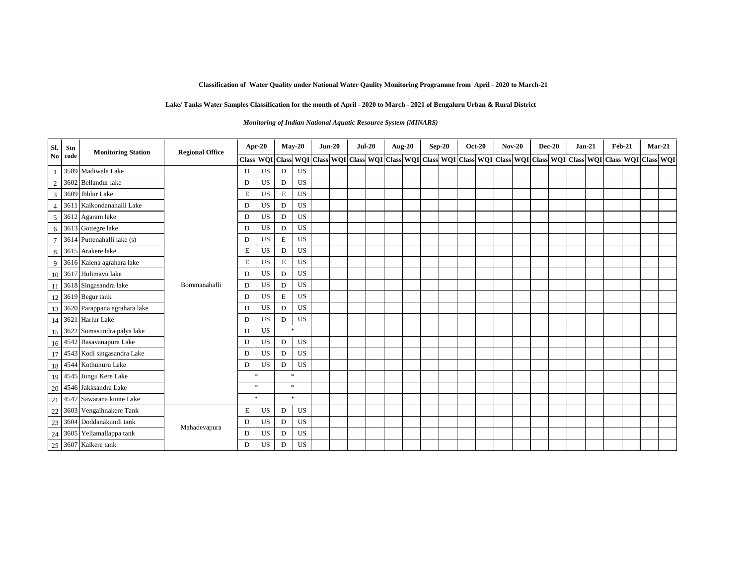**Classification of Water Quality under National Water Qaulity Monitoring Programme from April - 2020 to March-21**

**Lake/ Tanks Water Samples Classification for the month of April - 2020 to March - 2021 of Bengaluru Urban & Rural District**

***Monitoring of Indian National Aquatic Resource System (MINARS)***

| Sl. No | Stn code | Monitoring Station | Regional Office | Apr-20 | | May-20 | | Jun-20 | | Jul-20 | | Aug-20 | | Sep-20 | | Oct-20 | | Nov-20 | | Dec-20 | | Jan-21 | | Feb-21 | | Mar-21 | |
|---|---|---|---|---|---|---|---|---|---|---|---|---|---|---|---|---|---|---|---|---|---|---|---|---|---|---|---|
| | | | | Class | WQI | Class | WQI | Class | WQI | Class | WQI | Class | WQI | Class | WQI | Class | WQI | Class | WQI | Class | WQI | Class | WQI | Class | WQI | Class | WQI |
| 1 | 3589 | Madiwala Lake | Bommanahalli | D | US | D | US | | | | | | | | | | | | | | | | | | | | |
| 2 | 3602 | Bellandur lake | | D | US | D | US | | | | | | | | | | | | | | | | | | | | |
| 3 | 3609 | Ibblur Lake | | E | US | E | US | | | | | | | | | | | | | | | | | | | | |
| 4 | 3611 | Kaikondanahalli Lake | | D | US | D | US | | | | | | | | | | | | | | | | | | | | |
| 5 | 3612 | Agaram lake | | D | US | D | US | | | | | | | | | | | | | | | | | | | | |
| 6 | 3613 | Gottegre lake | | D | US | D | US | | | | | | | | | | | | | | | | | | | | |
| 7 | 3614 | Puttenahalli lake (s) | | D | US | E | US | | | | | | | | | | | | | | | | | | | | |
| 8 | 3615 | Arakere lake | | E | US | D | US | | | | | | | | | | | | | | | | | | | | |
| 9 | 3616 | Kalena agrahara lake | | E | US | E | US | | | | | | | | | | | | | | | | | | | | |
| 10 | 3617 | Hulimavu lake | | D | US | D | US | | | | | | | | | | | | | | | | | | | | |
| 11 | 3618 | Singasandra lake | | D | US | D | US | | | | | | | | | | | | | | | | | | | | |
| 12 | 3619 | Begur tank | | D | US | E | US | | | | | | | | | | | | | | | | | | | | |
| 13 | 3620 | Parappana agrahara lake | | D | US | D | US | | | | | | | | | | | | | | | | | | | | |
| 14 | 3621 | Harlur Lake | | D | US | D | US | | | | | | | | | | | | | | | | | | | | |
| 15 | 3622 | Somasundra palya lake | | D | US | * | | | | | | | | | | | | | | | | | | | | | |
| 16 | 4542 | Basavanapura Lake | | D | US | D | US | | | | | | | | | | | | | | | | | | | | |
| 17 | 4543 | Kodi singasandra Lake | | D | US | D | US | | | | | | | | | | | | | | | | | | | | |
| 18 | 4544 | Kothunuru Lake | | D | US | D | US | | | | | | | | | | | | | | | | | | | | |
| 19 | 4545 | Jungu Kere Lake | | * | | * | | | | | | | | | | | | | | | | | | | | | |
| 20 | 4546 | Jakksandra Lake | | * | | * | | | | | | | | | | | | | | | | | | | | | |
| 21 | 4547 | Sawarana kunte Lake | | * | | * | | | | | | | | | | | | | | | | | | | | | |
| 22 | 3603 | Vengaihnakere Tank | Mahadevapura | E | US | D | US | | | | | | | | | | | | | | | | | | | | |
| 23 | 3604 | Doddanakundi tank | | D | US | D | US | | | | | | | | | | | | | | | | | | | | |
| 24 | 3605 | Yellamallappa tank | | D | US | D | US | | | | | | | | | | | | | | | | | | | | |
| 25 | 3607 | Kalkere tank | | D | US | D | US | | | | | | | | | | | | | | | | | | | | |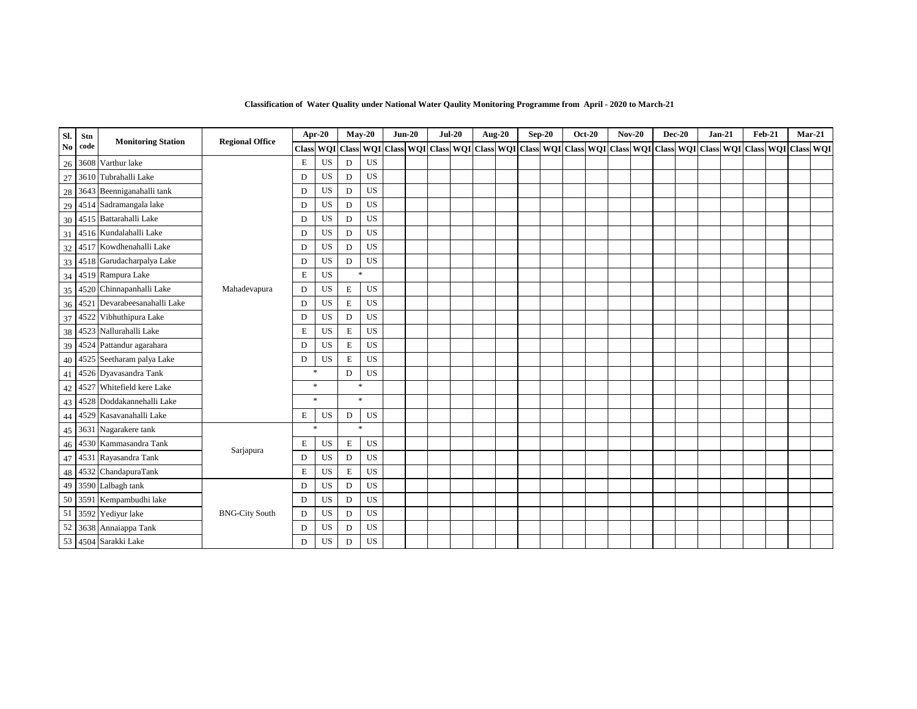**Classification of Water Quality under National Water Qaulity Monitoring Programme from April - 2020 to March-21**

| Sl. No | Stn code | Monitoring Station | Regional Office | Apr-20 | | May-20 | | Jun-20 | | Jul-20 | | Aug-20 | | Sep-20 | | Oct-20 | | Nov-20 | | Dec-20 | | Jan-21 | | Feb-21 | | Mar-21 | |
|---|---|---|---|---|---|---|---|---|---|---|---|---|---|---|---|---|---|---|---|---|---|---|---|---|---|---|---|
| | | | | Class | WQI | Class | WQI | Class | WQI | Class | WQI | Class | WQI | Class | WQI | Class | WQI | Class | WQI | Class | WQI | Class | WQI | Class | WQI | Class | WQI |
| 26 | 3608 | Varthur lake | Mahadevapura | E | US | D | US | | | | | | | | | | | | | | | | | | | | |
| 27 | 3610 | Tubrahalli Lake | | D | US | D | US | | | | | | | | | | | | | | | | | | | | |
| 28 | 3643 | Beenniganahalli tank | | D | US | D | US | | | | | | | | | | | | | | | | | | | | |
| 29 | 4514 | Sadramangala lake | | D | US | D | US | | | | | | | | | | | | | | | | | | | | |
| 30 | 4515 | Battarahalli Lake | | D | US | D | US | | | | | | | | | | | | | | | | | | | | |
| 31 | 4516 | Kundalahalli Lake | | D | US | D | US | | | | | | | | | | | | | | | | | | | | |
| 32 | 4517 | Kowdhenahalli Lake | | D | US | D | US | | | | | | | | | | | | | | | | | | | | |
| 33 | 4518 | Garudacharpalya Lake | | D | US | D | US | | | | | | | | | | | | | | | | | | | | |
| 34 | 4519 | Rampura Lake | | E | US | * | | | | | | | | | | | | | | | | | | | | | |
| 35 | 4520 | Chinnapanhalli Lake | | D | US | E | US | | | | | | | | | | | | | | | | | | | | |
| 36 | 4521 | Devarabeesanahalli Lake | | D | US | E | US | | | | | | | | | | | | | | | | | | | | |
| 37 | 4522 | Vibhuthipura Lake | | D | US | D | US | | | | | | | | | | | | | | | | | | | | |
| 38 | 4523 | Nallurahalli Lake | | E | US | E | US | | | | | | | | | | | | | | | | | | | | |
| 39 | 4524 | Pattandur agarahara | | D | US | E | US | | | | | | | | | | | | | | | | | | | | |
| 40 | 4525 | Seetharam palya Lake | | D | US | E | US | | | | | | | | | | | | | | | | | | | | |
| 41 | 4526 | Dyavasandra Tank | | * | | D | US | | | | | | | | | | | | | | | | | | | | |
| 42 | 4527 | Whitefield kere Lake | | * | | * | | | | | | | | | | | | | | | | | | | | | |
| 43 | 4528 | Doddakannehalli Lake | | * | | * | | | | | | | | | | | | | | | | | | | | | |
| 44 | 4529 | Kasavanahalli Lake | | E | US | D | US | | | | | | | | | | | | | | | | | | | | |
| 45 | 3631 | Nagarakere tank | Sarjapura | * | | * | | | | | | | | | | | | | | | | | | | | | |
| 46 | 4530 | Kammasandra Tank | | E | US | E | US | | | | | | | | | | | | | | | | | | | | |
| 47 | 4531 | Rayasandra Tank | | D | US | D | US | | | | | | | | | | | | | | | | | | | | |
| 48 | 4532 | ChandapuraTank | | E | US | E | US | | | | | | | | | | | | | | | | | | | | |
| 49 | 3590 | Lalbagh tank | BNG-City South | D | US | D | US | | | | | | | | | | | | | | | | | | | | |
| 50 | 3591 | Kempambudhi lake | | D | US | D | US | | | | | | | | | | | | | | | | | | | | |
| 51 | 3592 | Yediyur lake | | D | US | D | US | | | | | | | | | | | | | | | | | | | | |
| 52 | 3638 | Annaiappa Tank | | D | US | D | US | | | | | | | | | | | | | | | | | | | | |
| 53 | 4504 | Sarakki Lake | | D | US | D | US | | | | | | | | | | | | | | | | | | | | |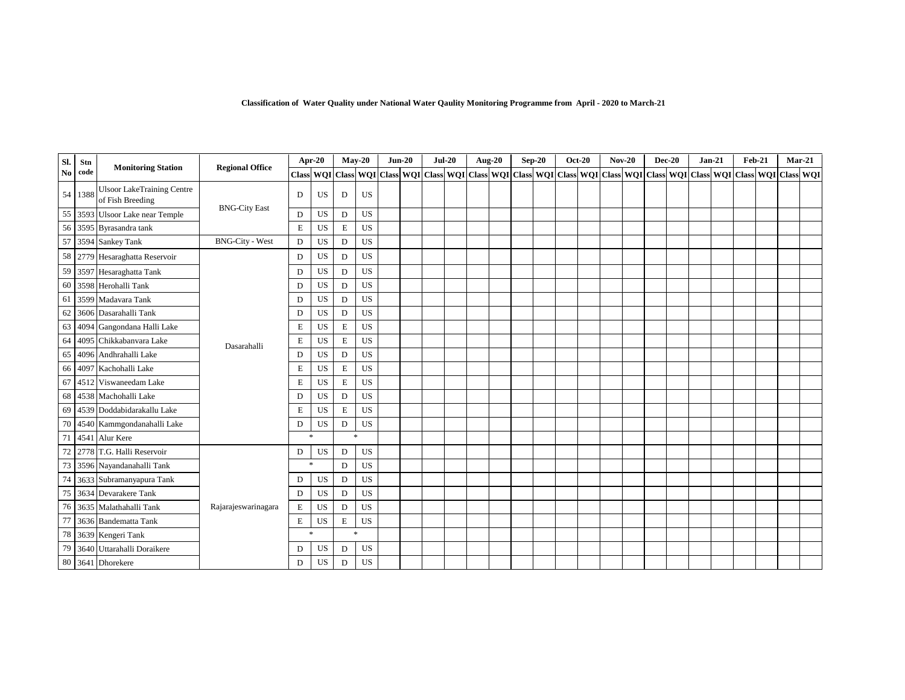**Classification of Water Quality under National Water Qaulity Monitoring Programme from April - 2020 to March-21**

| Sl. No | Stn code | Monitoring Station | Regional Office | Apr-20 | | May-20 | | Jun-20 | | Jul-20 | | Aug-20 | | Sep-20 | | Oct-20 | | Nov-20 | | Dec-20 | | Jan-21 | | Feb-21 | | Mar-21 | |
|---|---|---|---|---|---|---|---|---|---|---|---|---|---|---|---|---|---|---|---|---|---|---|---|---|---|---|---|
| | | | | Class | WQI | Class | WQI | Class | WQI | Class | WQI | Class | WQI | Class | WQI | Class | WQI | Class | WQI | Class | WQI | Class | WQI | Class | WQI | Class | WQI |
| 54 | 1388 | Ulsoor LakeTraining Centre of Fish Breeding | BNG-City East | D | US | D | US | | | | | | | | | | | | | | | | | | | | |
| 55 | 3593 | Ulsoor Lake near Temple | | D | US | D | US | | | | | | | | | | | | | | | | | | | | |
| 56 | 3595 | Byrasandra tank | | E | US | E | US | | | | | | | | | | | | | | | | | | | | |
| 57 | 3594 | Sankey Tank | BNG-City - West | D | US | D | US | | | | | | | | | | | | | | | | | | | | |
| 58 | 2779 | Hesaraghatta Reservoir | Dasarahalli | D | US | D | US | | | | | | | | | | | | | | | | | | | | |
| 59 | 3597 | Hesaraghatta Tank | | D | US | D | US | | | | | | | | | | | | | | | | | | | | |
| 60 | 3598 | Herohalli Tank | | D | US | D | US | | | | | | | | | | | | | | | | | | | | |
| 61 | 3599 | Madavara Tank | | D | US | D | US | | | | | | | | | | | | | | | | | | | | |
| 62 | 3606 | Dasarahalli Tank | | D | US | D | US | | | | | | | | | | | | | | | | | | | | |
| 63 | 4094 | Gangondana Halli Lake | | E | US | E | US | | | | | | | | | | | | | | | | | | | | |
| 64 | 4095 | Chikkabanvara Lake | | E | US | E | US | | | | | | | | | | | | | | | | | | | | |
| 65 | 4096 | Andhrahalli Lake | | D | US | D | US | | | | | | | | | | | | | | | | | | | | |
| 66 | 4097 | Kachohalli Lake | | E | US | E | US | | | | | | | | | | | | | | | | | | | | |
| 67 | 4512 | Viswaneedam Lake | | E | US | E | US | | | | | | | | | | | | | | | | | | | | |
| 68 | 4538 | Machohalli Lake | | D | US | D | US | | | | | | | | | | | | | | | | | | | | |
| 69 | 4539 | Doddabidarakallu Lake | | E | US | E | US | | | | | | | | | | | | | | | | | | | | |
| 70 | 4540 | Kammgondanahalli Lake | | D | US | D | US | | | | | | | | | | | | | | | | | | | | |
| 71 | 4541 | Alur Kere | | * | | * | | | | | | | | | | | | | | | | | | | | | |
| 72 | 2778 | T.G. Halli Reservoir | Rajarajeswarinagara | D | US | D | US | | | | | | | | | | | | | | | | | | | | |
| 73 | 3596 | Nayandanahalli Tank | | * | | D | US | | | | | | | | | | | | | | | | | | | | |
| 74 | 3633 | Subramanyapura Tank | | D | US | D | US | | | | | | | | | | | | | | | | | | | | |
| 75 | 3634 | Devarakere Tank | | D | US | D | US | | | | | | | | | | | | | | | | | | | | |
| 76 | 3635 | Malathahalli Tank | | E | US | D | US | | | | | | | | | | | | | | | | | | | | |
| 77 | 3636 | Bandematta Tank | | E | US | E | US | | | | | | | | | | | | | | | | | | | | |
| 78 | 3639 | Kengeri Tank | | * | | * | | | | | | | | | | | | | | | | | | | | | |
| 79 | 3640 | Uttarahalli Doraikere | | D | US | D | US | | | | | | | | | | | | | | | | | | | | |
| 80 | 3641 | Dhorekere | | D | US | D | US | | | | | | | | | | | | | | | | | | | | |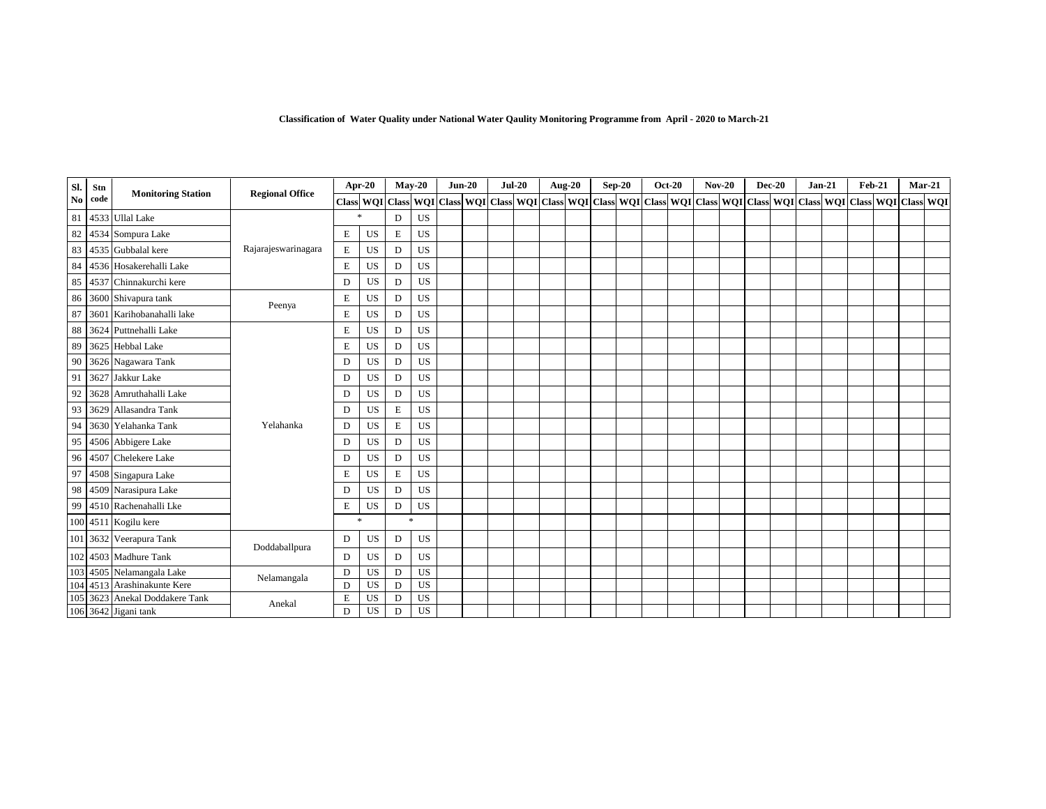**Classification of Water Quality under National Water Qaulity Monitoring Programme from April - 2020 to March-21**

| Sl. No | Stn code | Monitoring Station | Regional Office | Apr-20 | | May-20 | | Jun-20 | | Jul-20 | | Aug-20 | | Sep-20 | | Oct-20 | | Nov-20 | | Dec-20 | | Jan-21 | | Feb-21 | | Mar-21 | |
|---|---|---|---|---|---|---|---|---|---|---|---|---|---|---|---|---|---|---|---|---|---|---|---|---|---|---|---|
| | | | | Class | WQI | Class | WQI | Class | WQI | Class | WQI | Class | WQI | Class | WQI | Class | WQI | Class | WQI | Class | WQI | Class | WQI | Class | WQI | Class | WQI |
| 81 | 4533 | Ullal Lake | Rajarajeswarinagara | * | | D | US | | | | | | | | | | | | | | | | | | | | |
| 82 | 4534 | Sompura Lake | | E | US | E | US | | | | | | | | | | | | | | | | | | | | |
| 83 | 4535 | Gubbalal kere | | E | US | D | US | | | | | | | | | | | | | | | | | | | | |
| 84 | 4536 | Hosakerehalli Lake | | E | US | D | US | | | | | | | | | | | | | | | | | | | | |
| 85 | 4537 | Chinnakurchi kere | | D | US | D | US | | | | | | | | | | | | | | | | | | | | |
| 86 | 3600 | Shivapura tank | Peenya | E | US | D | US | | | | | | | | | | | | | | | | | | | | |
| 87 | 3601 | Karihobanahalli lake | | E | US | D | US | | | | | | | | | | | | | | | | | | | | |
| 88 | 3624 | Puttnehalli Lake | Yelahanka | E | US | D | US | | | | | | | | | | | | | | | | | | | | |
| 89 | 3625 | Hebbal Lake | | E | US | D | US | | | | | | | | | | | | | | | | | | | | |
| 90 | 3626 | Nagawara Tank | | D | US | D | US | | | | | | | | | | | | | | | | | | | | |
| 91 | 3627 | Jakkur Lake | | D | US | D | US | | | | | | | | | | | | | | | | | | | | |
| 92 | 3628 | Amruthahalli Lake | | D | US | D | US | | | | | | | | | | | | | | | | | | | | |
| 93 | 3629 | Allasandra Tank | | D | US | E | US | | | | | | | | | | | | | | | | | | | | |
| 94 | 3630 | Yelahanka Tank | | D | US | E | US | | | | | | | | | | | | | | | | | | | | |
| 95 | 4506 | Abbigere Lake | | D | US | D | US | | | | | | | | | | | | | | | | | | | | |
| 96 | 4507 | Chelekere Lake | | D | US | D | US | | | | | | | | | | | | | | | | | | | | |
| 97 | 4508 | Singapura Lake | | E | US | E | US | | | | | | | | | | | | | | | | | | | | |
| 98 | 4509 | Narasipura Lake | | D | US | D | US | | | | | | | | | | | | | | | | | | | | |
| 99 | 4510 | Rachenahalli Lke | | E | US | D | US | | | | | | | | | | | | | | | | | | | | |
| 100 | 4511 | Kogilu kere | | * | | * | | | | | | | | | | | | | | | | | | | | | |
| 101 | 3632 | Veerapura Tank | Doddaballpura | D | US | D | US | | | | | | | | | | | | | | | | | | | | |
| 102 | 4503 | Madhure Tank | | D | US | D | US | | | | | | | | | | | | | | | | | | | | |
| 103 | 4505 | Nelamangala Lake | Nelamangala | D | US | D | US | | | | | | | | | | | | | | | | | | | | |
| 104 | 4513 | Arashinakunte Kere | | D | US | D | US | | | | | | | | | | | | | | | | | | | | |
| 105 | 3623 | Anekal Doddakere Tank | Anekal | E | US | D | US | | | | | | | | | | | | | | | | | | | | |
| 106 | 3642 | Jigani tank | | D | US | D | US | | | | | | | | | | | | | | | | | | | | |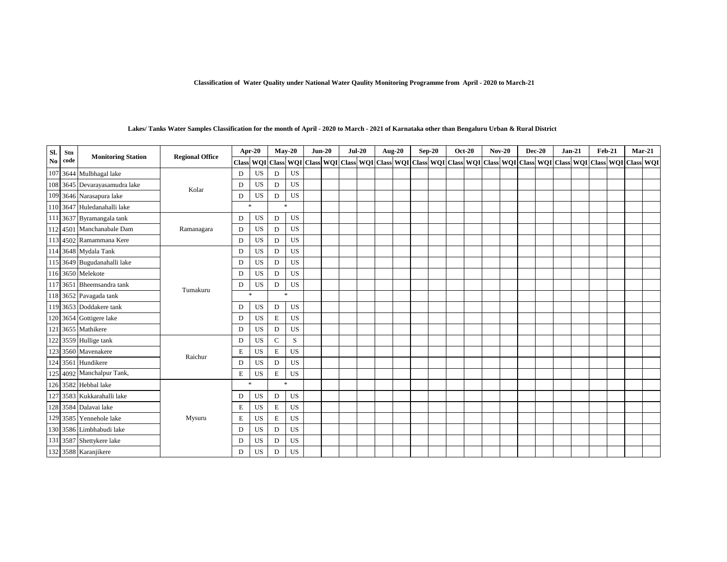**Classification of Water Quality under National Water Qaulity Monitoring Programme from April - 2020 to March-21**

**Lakes/ Tanks Water Samples Classification for the month of April - 2020 to March - 2021 of Karnataka other than Bengaluru Urban & Rural District**

| Sl. No | Stn code | Monitoring Station | Regional Office | Apr-20 | | May-20 | | Jun-20 | | Jul-20 | | Aug-20 | | Sep-20 | | Oct-20 | | Nov-20 | | Dec-20 | | Jan-21 | | Feb-21 | | Mar-21 | |
|---|---|---|---|---|---|---|---|---|---|---|---|---|---|---|---|---|---|---|---|---|---|---|---|---|---|---|---|
| | | | | Class | WQI | Class | WQI | Class | WQI | Class | WQI | Class | WQI | Class | WQI | Class | WQI | Class | WQI | Class | WQI | Class | WQI | Class | WQI | Class | WQI |
| 107 | 3644 | Mulbhagal lake | Kolar | D | US | D | US | | | | | | | | | | | | | | | | | | | | |
| 108 | 3645 | Devarayasamudra lake | Kolar | D | US | D | US | | | | | | | | | | | | | | | | | | | | |
| 109 | 3646 | Narasapura lake | Kolar | D | US | D | US | | | | | | | | | | | | | | | | | | | | |
| 110 | 3647 | Huledanahalli lake | Kolar | * | | * | | | | | | | | | | | | | | | | | | | | | |
| 111 | 3637 | Byramangala tank | Ramanagara | D | US | D | US | | | | | | | | | | | | | | | | | | | | |
| 112 | 4501 | Manchanabale Dam | Ramanagara | D | US | D | US | | | | | | | | | | | | | | | | | | | | |
| 113 | 4502 | Ramammana Kere | Ramanagara | D | US | D | US | | | | | | | | | | | | | | | | | | | | |
| 114 | 3648 | Mydala Tank | Tumakuru | D | US | D | US | | | | | | | | | | | | | | | | | | | | |
| 115 | 3649 | Bugudanahalli lake | Tumakuru | D | US | D | US | | | | | | | | | | | | | | | | | | | | |
| 116 | 3650 | Melekote | Tumakuru | D | US | D | US | | | | | | | | | | | | | | | | | | | | |
| 117 | 3651 | Bheemsandra tank | Tumakuru | D | US | D | US | | | | | | | | | | | | | | | | | | | | |
| 118 | 3652 | Pavagada tank | Tumakuru | * | | * | | | | | | | | | | | | | | | | | | | | | |
| 119 | 3653 | Doddakere tank | Tumakuru | D | US | D | US | | | | | | | | | | | | | | | | | | | | |
| 120 | 3654 | Gottigere lake | Tumakuru | D | US | E | US | | | | | | | | | | | | | | | | | | | | |
| 121 | 3655 | Mathikere | Tumakuru | D | US | D | US | | | | | | | | | | | | | | | | | | | | |
| 122 | 3559 | Hullige tank | Raichur | D | US | C | S | | | | | | | | | | | | | | | | | | | | |
| 123 | 3560 | Mavenakere | Raichur | E | US | E | US | | | | | | | | | | | | | | | | | | | | |
| 124 | 3561 | Hundikere | Raichur | D | US | D | US | | | | | | | | | | | | | | | | | | | | |
| 125 | 4092 | Manchalpur Tank, | Raichur | E | US | E | US | | | | | | | | | | | | | | | | | | | | |
| 126 | 3582 | Hebbal lake | Mysuru | * | | * | | | | | | | | | | | | | | | | | | | | | |
| 127 | 3583 | Kukkarahalli lake | Mysuru | D | US | D | US | | | | | | | | | | | | | | | | | | | | |
| 128 | 3584 | Dalavai lake | Mysuru | E | US | E | US | | | | | | | | | | | | | | | | | | | | |
| 129 | 3585 | Yennehole lake | Mysuru | E | US | E | US | | | | | | | | | | | | | | | | | | | | |
| 130 | 3586 | Limbhabudi lake | Mysuru | D | US | D | US | | | | | | | | | | | | | | | | | | | | |
| 131 | 3587 | Shettykere lake | Mysuru | D | US | D | US | | | | | | | | | | | | | | | | | | | | |
| 132 | 3588 | Karanjikere | Mysuru | D | US | D | US | | | | | | | | | | | | | | | | | | | | |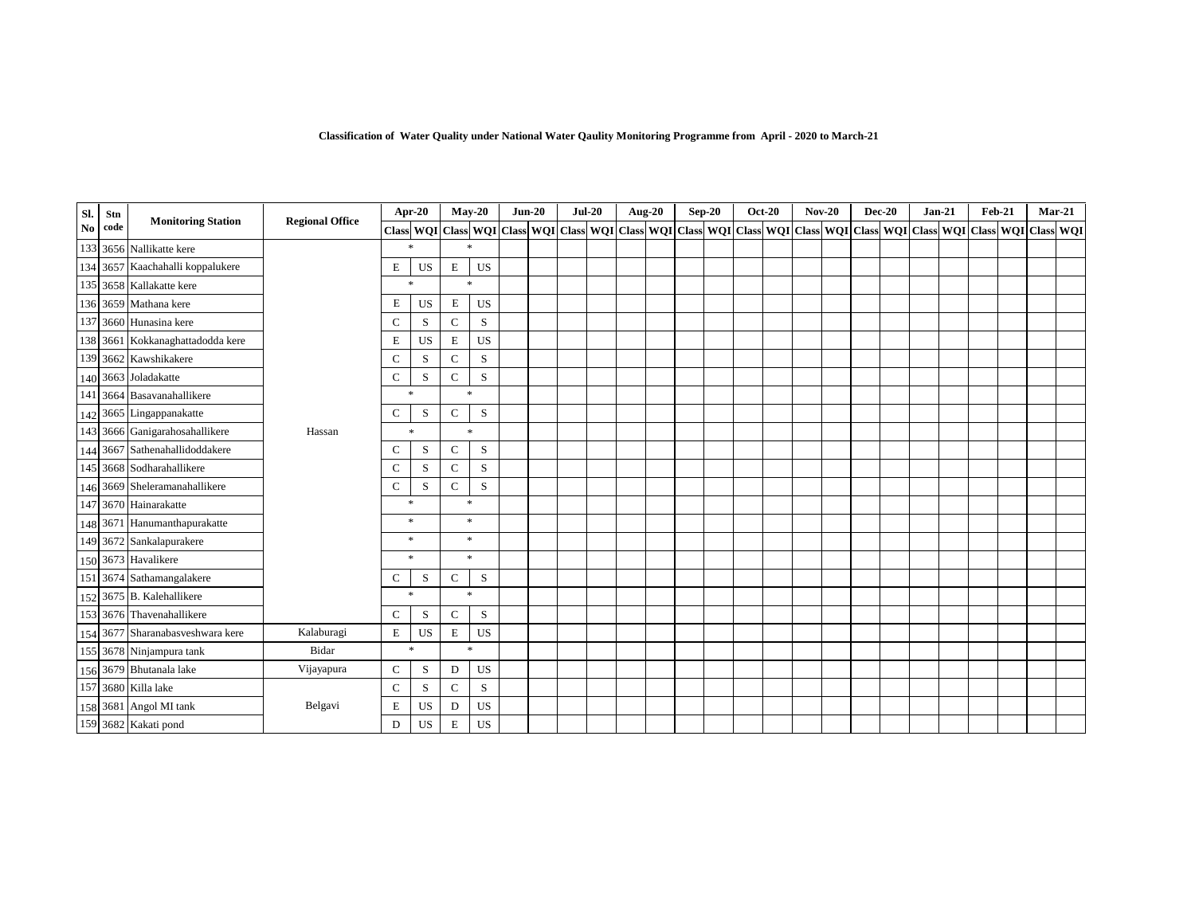**Classification of Water Quality under National Water Qaulity Monitoring Programme from April - 2020 to March-21**

| Sl. No | Stn code | Monitoring Station | Regional Office | Apr-20 | | May-20 | | Jun-20 | | Jul-20 | | Aug-20 | | Sep-20 | | Oct-20 | | Nov-20 | | Dec-20 | | Jan-21 | | Feb-21 | | Mar-21 | |
|---|---|---|---|---|---|---|---|---|---|---|---|---|---|---|---|---|---|---|---|---|---|---|---|---|---|---|---|
| | | | | Class | WQI | Class | WQI | Class | WQI | Class | WQI | Class | WQI | Class | WQI | Class | WQI | Class | WQI | Class | WQI | Class | WQI | Class | WQI | Class | WQI |
| 133 | 3656 | Nallikatte kere | Hassan | * | | * | | | | | | | | | | | | | | | | | | | | | |
| 134 | 3657 | Kaachahalli koppalukere | | E | US | E | US | | | | | | | | | | | | | | | | | | | | |
| 135 | 3658 | Kallakatte kere | | * | | * | | | | | | | | | | | | | | | | | | | | | |
| 136 | 3659 | Mathana kere | | E | US | E | US | | | | | | | | | | | | | | | | | | | | |
| 137 | 3660 | Hunasina kere | | C | S | C | S | | | | | | | | | | | | | | | | | | | | |
| 138 | 3661 | Kokkanaghattadodda kere | | E | US | E | US | | | | | | | | | | | | | | | | | | | | |
| 139 | 3662 | Kawshikakere | | C | S | C | S | | | | | | | | | | | | | | | | | | | | |
| 140 | 3663 | Joladakatte | | C | S | C | S | | | | | | | | | | | | | | | | | | | | |
| 141 | 3664 | Basavanahallikere | | * | | * | | | | | | | | | | | | | | | | | | | | | |
| 142 | 3665 | Lingappanakatte | | C | S | C | S | | | | | | | | | | | | | | | | | | | | |
| 143 | 3666 | Ganigarahosahallikere | | * | | * | | | | | | | | | | | | | | | | | | | | | |
| 144 | 3667 | Sathenahallidoddakere | | C | S | C | S | | | | | | | | | | | | | | | | | | | | |
| 145 | 3668 | Sodharahallikere | | C | S | C | S | | | | | | | | | | | | | | | | | | | | |
| 146 | 3669 | Sheleramanahallikere | | C | S | C | S | | | | | | | | | | | | | | | | | | | | |
| 147 | 3670 | Hainarakatte | | * | | * | | | | | | | | | | | | | | | | | | | | | |
| 148 | 3671 | Hanumanthapurakatte | | * | | * | | | | | | | | | | | | | | | | | | | | | |
| 149 | 3672 | Sankalapurakere | | * | | * | | | | | | | | | | | | | | | | | | | | | |
| 150 | 3673 | Havalikere | | * | | * | | | | | | | | | | | | | | | | | | | | | |
| 151 | 3674 | Sathamangalakere | | C | S | C | S | | | | | | | | | | | | | | | | | | | | |
| 152 | 3675 | B. Kalehallikere | | * | | * | | | | | | | | | | | | | | | | | | | | | |
| 153 | 3676 | Thavenahallikere | | C | S | C | S | | | | | | | | | | | | | | | | | | | | |
| 154 | 3677 | Sharanabasveshwara kere | Kalaburagi | E | US | E | US | | | | | | | | | | | | | | | | | | | | |
| 155 | 3678 | Ninjampura tank | Bidar | * | | * | | | | | | | | | | | | | | | | | | | | | |
| 156 | 3679 | Bhutanala lake | Vijayapura | C | S | D | US | | | | | | | | | | | | | | | | | | | | |
| 157 | 3680 | Killa lake | Belgavi | C | S | C | S | | | | | | | | | | | | | | | | | | | | |
| 158 | 3681 | Angol MI tank | | E | US | D | US | | | | | | | | | | | | | | | | | | | | |
| 159 | 3682 | Kakati pond | | D | US | E | US | | | | | | | | | | | | | | | | | | | | |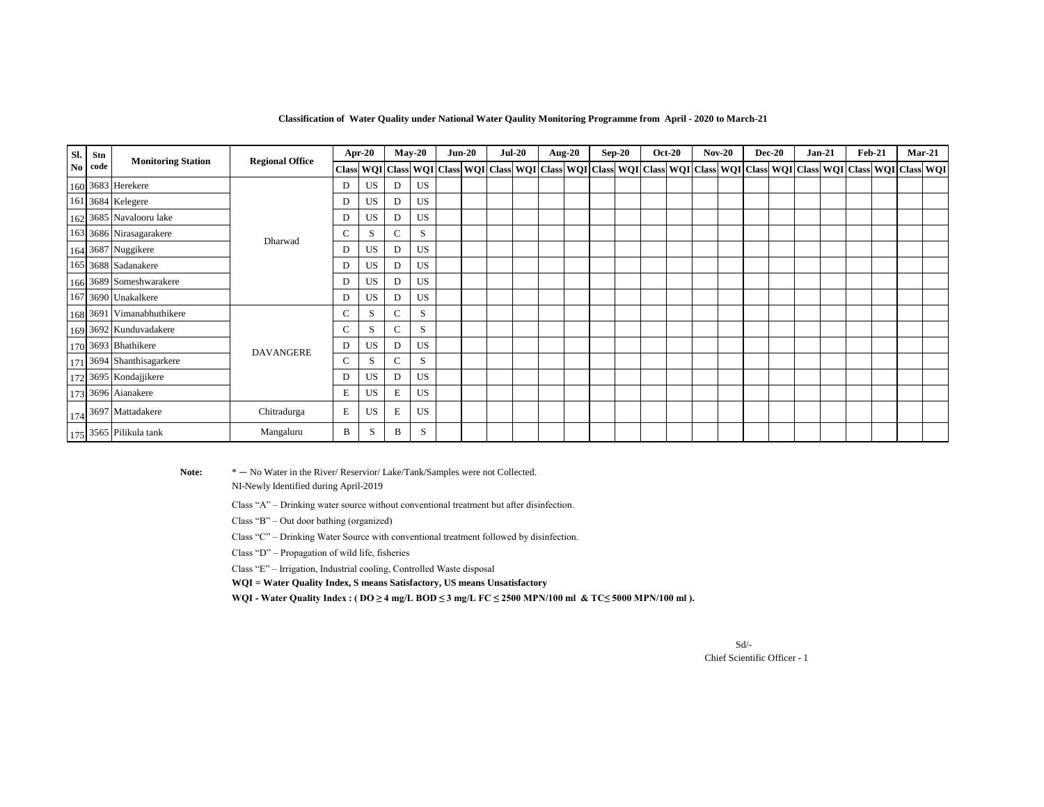**Classification of Water Quality under National Water Qaulity Monitoring Programme from April - 2020 to March-21**

| Sl. No | Stn code | Monitoring Station | Regional Office | Apr-20 | | May-20 | | Jun-20 | | Jul-20 | | Aug-20 | | Sep-20 | | Oct-20 | | Nov-20 | | Dec-20 | | Jan-21 | | Feb-21 | | Mar-21 | |
|---|---|---|---|---|---|---|---|---|---|---|---|---|---|---|---|---|---|---|---|---|---|---|---|---|---|---|---|
| | | | | Class | WQI | Class | WQI | Class | WQI | Class | WQI | Class | WQI | Class | WQI | Class | WQI | Class | WQI | Class | WQI | Class | WQI | Class | WQI | Class | WQI |
| 160 | 3683 | Herekere | Dharwad | D | US | D | US | | | | | | | | | | | | | | | | | | | | |
| 161 | 3684 | Kelegere | | D | US | D | US | | | | | | | | | | | | | | | | | | | | |
| 162 | 3685 | Navalooru lake | | D | US | D | US | | | | | | | | | | | | | | | | | | | | |
| 163 | 3686 | Nirasagarakere | | C | S | C | S | | | | | | | | | | | | | | | | | | | | |
| 164 | 3687 | Nuggikere | | D | US | D | US | | | | | | | | | | | | | | | | | | | | |
| 165 | 3688 | Sadanakere | | D | US | D | US | | | | | | | | | | | | | | | | | | | | |
| 166 | 3689 | Someshwarakere | | D | US | D | US | | | | | | | | | | | | | | | | | | | | |
| 167 | 3690 | Unakalkere | | D | US | D | US | | | | | | | | | | | | | | | | | | | | |
| 168 | 3691 | Vimanabhuthikere | DAVANGERE | C | S | C | S | | | | | | | | | | | | | | | | | | | | |
| 169 | 3692 | Kunduvadakere | | C | S | C | S | | | | | | | | | | | | | | | | | | | | |
| 170 | 3693 | Bhathikere | | D | US | D | US | | | | | | | | | | | | | | | | | | | | |
| 171 | 3694 | Shanthisagarkere | | C | S | C | S | | | | | | | | | | | | | | | | | | | | |
| 172 | 3695 | Kondajjikere | | D | US | D | US | | | | | | | | | | | | | | | | | | | | |
| 173 | 3696 | Aianakere | | E | US | E | US | | | | | | | | | | | | | | | | | | | | |
| 174 | 3697 | Mattadakere | Chitradurga | E | US | E | US | | | | | | | | | | | | | | | | | | | | |
| 175 | 3565 | Pilikula tank | Mangaluru | B | S | B | S | | | | | | | | | | | | | | | | | | | | |

**Note:** * — No Water in the River/ Reservior/ Lake/Tank/Samples were not Collected.

NI-Newly Identified during April-2019

Class "A" – Drinking water source without conventional treatment but after disinfection.

Class "B" – Out door bathing (organized)

Class "C" – Drinking Water Source with conventional treatment followed by disinfection.

Class "D" – Propagation of wild life, fisheries

Class "E" – Irrigation, Industrial cooling, Controlled Waste disposal

**WQI = Water Quality Index, S means Satisfactory, US means Unsatisfactory**

**WQI - Water Quality Index : ( DO ≥ 4 mg/L BOD ≤ 3 mg/L FC ≤ 2500 MPN/100 ml & TC≤ 5000 MPN/100 ml ).**

Sd/-
Chief Scientific Officer - 1